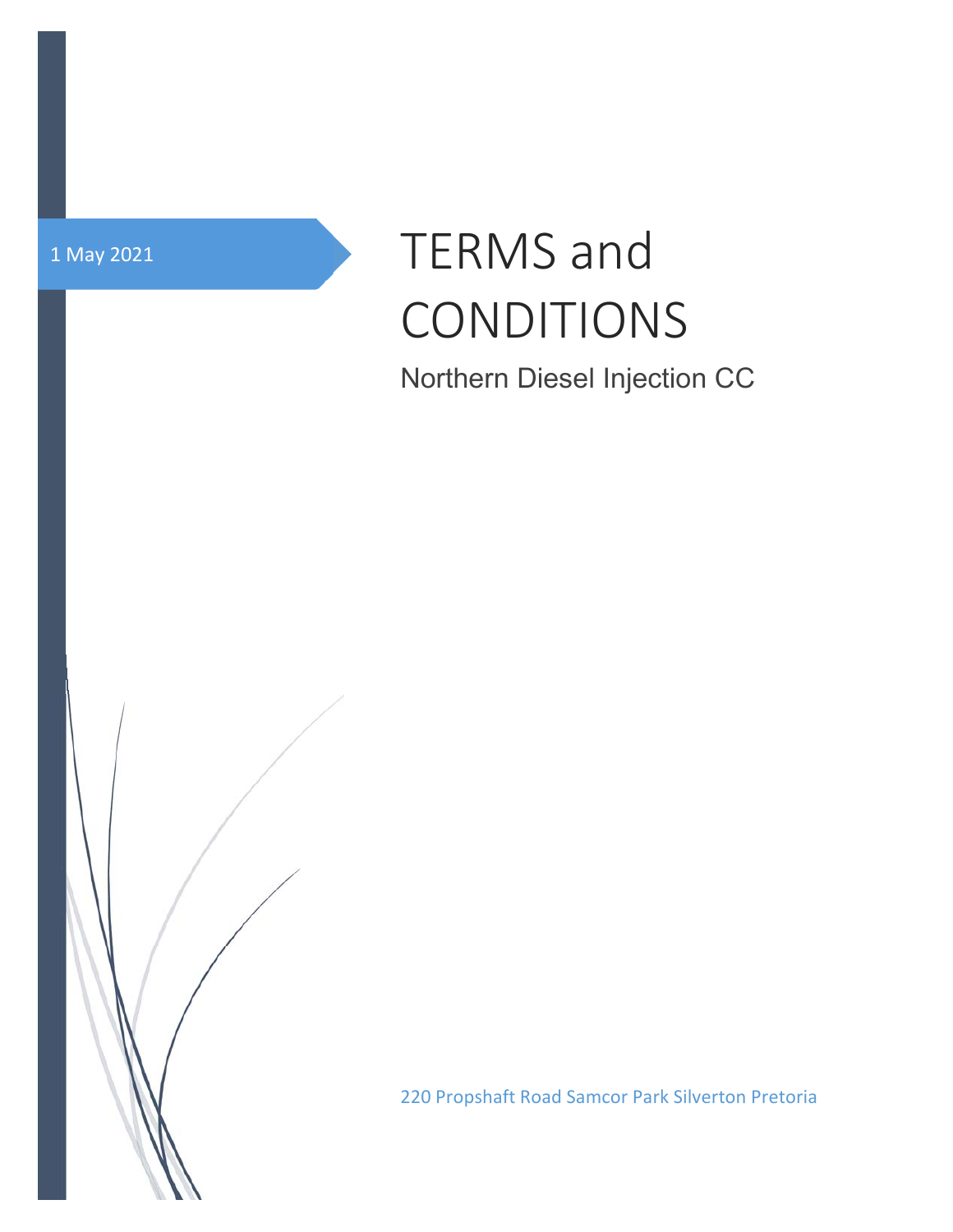1 May 2021

# TERMS and CONDITIONS

Northern Diesel Injection CC

220 Propshaft Road Samcor Park Silverton Pretoria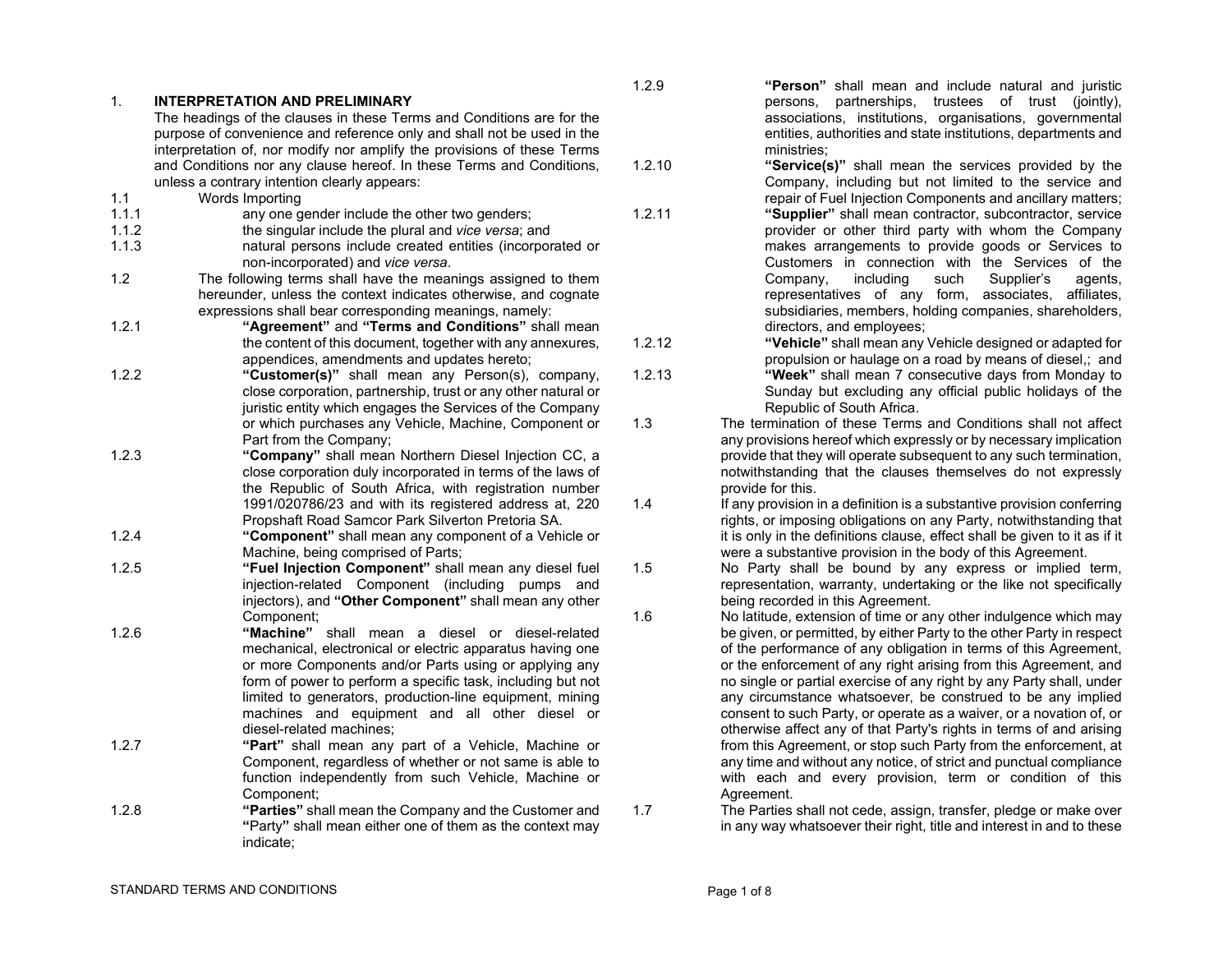## 1. INTERPRETATION AND PRELIMINARY

The headings of the clauses in these Terms and Conditions are for the purpose of convenience and reference only and shall not be used in the interpretation of, nor modify nor amplify the provisions of these Terms and Conditions nor any clause hereof. In these Terms and Conditions, unless a contrary intention clearly appears:

1.1 Words Importing

1.1.1 any one gender include the other two genders;

1.1.2 the singular include the plural and *vice versa*; and

1.1.3 natural persons include created entities (incorporated or non-incorporated) and *vice versa*.

1.2 The following terms shall have the meanings assigned to them hereunder, unless the context indicates otherwise, and cognate expressions shall bear corresponding meanings, namely:

1.2.1 **"Agreement"** and **"Terms and Conditions"** shall mean the content of this document, together with any annexures, appendices, amendments and updates hereto;

1.2.2 **"Customer(s)"** shall mean any Person(s), company, close corporation, partnership, trust or any other natural or juristic entity which engages the Services of the Company or which purchases any Vehicle, Machine, Component or Part from the Company;

1.2.3 **"Company"** shall mean Northern Diesel Injection CC, a close corporation duly incorporated in terms of the laws of the Republic of South Africa, with registration number 1991/020786/23 and with its registered address at, 220 Propshaft Road Samcor Park Silverton Pretoria SA.

1.2.4 **"Component"** shall mean any component of a Vehicle or Machine, being comprised of Parts;

1.2.5 **"Fuel Injection Component"** shall mean any diesel fuel injection-related Component (including pumps and injectors), and **"Other Component"** shall mean any other Component;

1.2.6 **"Machine"** shall mean a diesel or diesel-related mechanical, electronical or electric apparatus having one or more Components and/or Parts using or applying any form of power to perform a specific task, including but not limited to generators, production-line equipment, mining machines and equipment and all other diesel or diesel-related machines;

1.2.7 **"Part"** shall mean any part of a Vehicle, Machine or Component, regardless of whether or not same is able to function independently from such Vehicle, Machine or Component;

1.2.8 **"Parties"** shall mean the Company and the Customer and **"Party"** shall mean either one of them as the context may indicate;

1.2.9 **"Person"** shall mean and include natural and juristic persons, partnerships, trustees of trust (jointly), associations, institutions, organisations, governmental entities, authorities and state institutions, departments and ministries;

1.2.10 **"Service(s)"** shall mean the services provided by the Company, including but not limited to the service and repair of Fuel Injection Components and ancillary matters;

1.2.11 **"Supplier"** shall mean contractor, subcontractor, service provider or other third party with whom the Company makes arrangements to provide goods or Services to Customers in connection with the Services of the Company, including such Supplier's agents, representatives of any form, associates, affiliates, subsidiaries, members, holding companies, shareholders, directors, and employees;

1.2.12 **"Vehicle"** shall mean any Vehicle designed or adapted for propulsion or haulage on a road by means of diesel,; and

1.2.13 **"Week"** shall mean 7 consecutive days from Monday to Sunday but excluding any official public holidays of the Republic of South Africa.

1.3 The termination of these Terms and Conditions shall not affect any provisions hereof which expressly or by necessary implication provide that they will operate subsequent to any such termination, notwithstanding that the clauses themselves do not expressly provide for this.

1.4 If any provision in a definition is a substantive provision conferring rights, or imposing obligations on any Party, notwithstanding that it is only in the definitions clause, effect shall be given to it as if it were a substantive provision in the body of this Agreement.

1.5 No Party shall be bound by any express or implied term, representation, warranty, undertaking or the like not specifically being recorded in this Agreement.

1.6 No latitude, extension of time or any other indulgence which may be given, or permitted, by either Party to the other Party in respect of the performance of any obligation in terms of this Agreement, or the enforcement of any right arising from this Agreement, and no single or partial exercise of any right by any Party shall, under any circumstance whatsoever, be construed to be any implied consent to such Party, or operate as a waiver, or a novation of, or otherwise affect any of that Party's rights in terms of and arising from this Agreement, or stop such Party from the enforcement, at any time and without any notice, of strict and punctual compliance with each and every provision, term or condition of this Agreement.

1.7 The Parties shall not cede, assign, transfer, pledge or make over in any way whatsoever their right, title and interest in and to these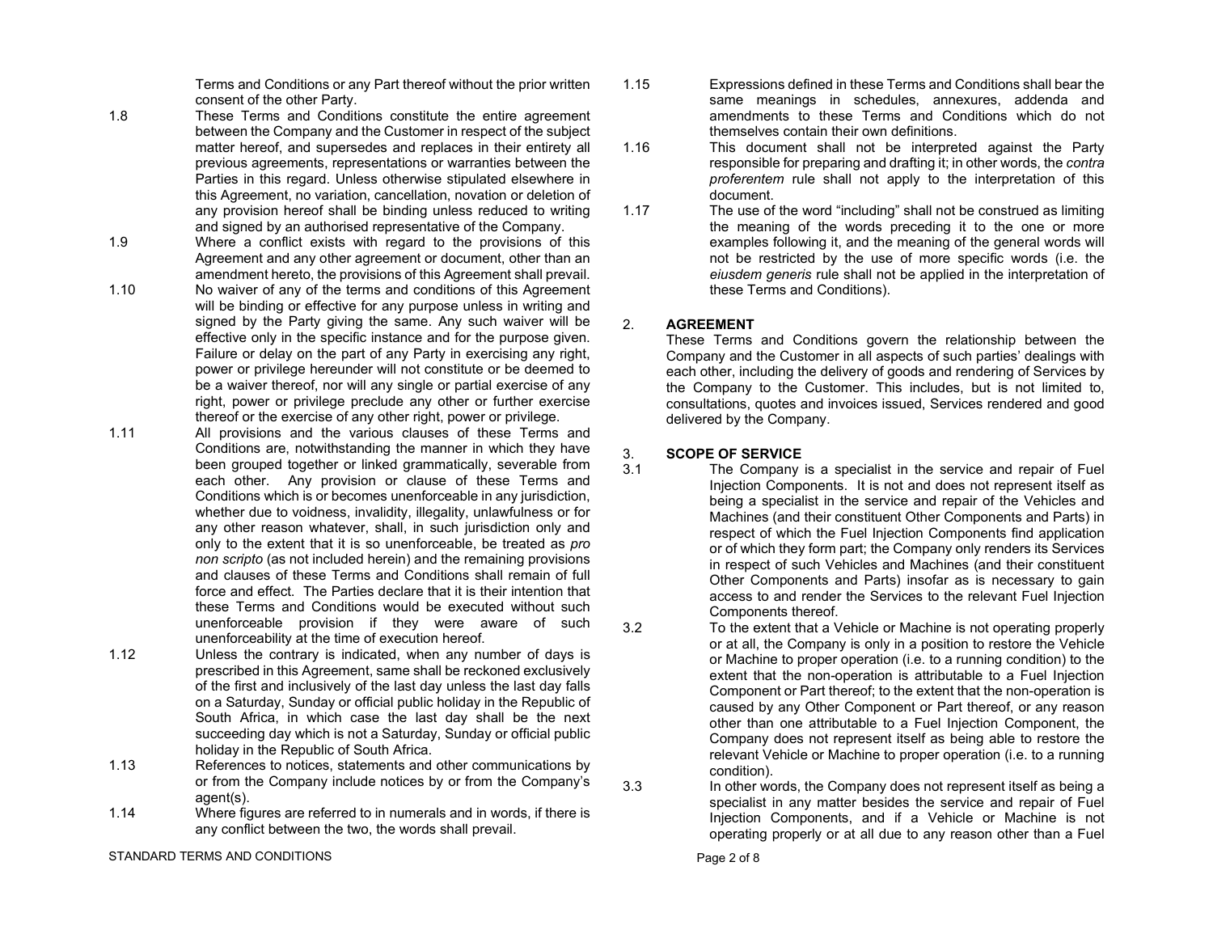Terms and Conditions or any Part thereof without the prior written consent of the other Party.

1.8 These Terms and Conditions constitute the entire agreement between the Company and the Customer in respect of the subject matter hereof, and supersedes and replaces in their entirety all previous agreements, representations or warranties between the Parties in this regard. Unless otherwise stipulated elsewhere in this Agreement, no variation, cancellation, novation or deletion of any provision hereof shall be binding unless reduced to writing and signed by an authorised representative of the Company.

1.9 Where a conflict exists with regard to the provisions of this Agreement and any other agreement or document, other than an amendment hereto, the provisions of this Agreement shall prevail.

1.10 No waiver of any of the terms and conditions of this Agreement will be binding or effective for any purpose unless in writing and signed by the Party giving the same. Any such waiver will be effective only in the specific instance and for the purpose given. Failure or delay on the part of any Party in exercising any right, power or privilege hereunder will not constitute or be deemed to be a waiver thereof, nor will any single or partial exercise of any right, power or privilege preclude any other or further exercise thereof or the exercise of any other right, power or privilege.

1.11 All provisions and the various clauses of these Terms and Conditions are, notwithstanding the manner in which they have been grouped together or linked grammatically, severable from each other. Any provision or clause of these Terms and Conditions which is or becomes unenforceable in any jurisdiction, whether due to voidness, invalidity, illegality, unlawfulness or for any other reason whatever, shall, in such jurisdiction only and only to the extent that it is so unenforceable, be treated as *pro non scripto* (as not included herein) and the remaining provisions and clauses of these Terms and Conditions shall remain of full force and effect. The Parties declare that it is their intention that these Terms and Conditions would be executed without such unenforceable provision if they were aware of such unenforceability at the time of execution hereof.

1.12 Unless the contrary is indicated, when any number of days is prescribed in this Agreement, same shall be reckoned exclusively of the first and inclusively of the last day unless the last day falls on a Saturday, Sunday or official public holiday in the Republic of South Africa, in which case the last day shall be the next succeeding day which is not a Saturday, Sunday or official public holiday in the Republic of South Africa.

1.13 References to notices, statements and other communications by or from the Company include notices by or from the Company's agent(s).

1.14 Where figures are referred to in numerals and in words, if there is any conflict between the two, the words shall prevail.

1.15 Expressions defined in these Terms and Conditions shall bear the same meanings in schedules, annexures, addenda and amendments to these Terms and Conditions which do not themselves contain their own definitions.

1.16 This document shall not be interpreted against the Party responsible for preparing and drafting it; in other words, the *contra proferentem* rule shall not apply to the interpretation of this document.

1.17 The use of the word "including" shall not be construed as limiting the meaning of the words preceding it to the one or more examples following it, and the meaning of the general words will not be restricted by the use of more specific words (i.e. the *eiusdem generis* rule shall not be applied in the interpretation of these Terms and Conditions).

## 2. AGREEMENT

These Terms and Conditions govern the relationship between the Company and the Customer in all aspects of such parties' dealings with each other, including the delivery of goods and rendering of Services by the Company to the Customer. This includes, but is not limited to, consultations, quotes and invoices issued, Services rendered and good delivered by the Company.

## 3. SCOPE OF SERVICE

3.1 The Company is a specialist in the service and repair of Fuel Injection Components. It is not and does not represent itself as being a specialist in the service and repair of the Vehicles and Machines (and their constituent Other Components and Parts) in respect of which the Fuel Injection Components find application or of which they form part; the Company only renders its Services in respect of such Vehicles and Machines (and their constituent Other Components and Parts) insofar as is necessary to gain access to and render the Services to the relevant Fuel Injection Components thereof.

3.2 To the extent that a Vehicle or Machine is not operating properly or at all, the Company is only in a position to restore the Vehicle or Machine to proper operation (i.e. to a running condition) to the extent that the non-operation is attributable to a Fuel Injection Component or Part thereof; to the extent that the non-operation is caused by any Other Component or Part thereof, or any reason other than one attributable to a Fuel Injection Component, the Company does not represent itself as being able to restore the relevant Vehicle or Machine to proper operation (i.e. to a running condition).

3.3 In other words, the Company does not represent itself as being a specialist in any matter besides the service and repair of Fuel Injection Components, and if a Vehicle or Machine is not operating properly or at all due to any reason other than a Fuel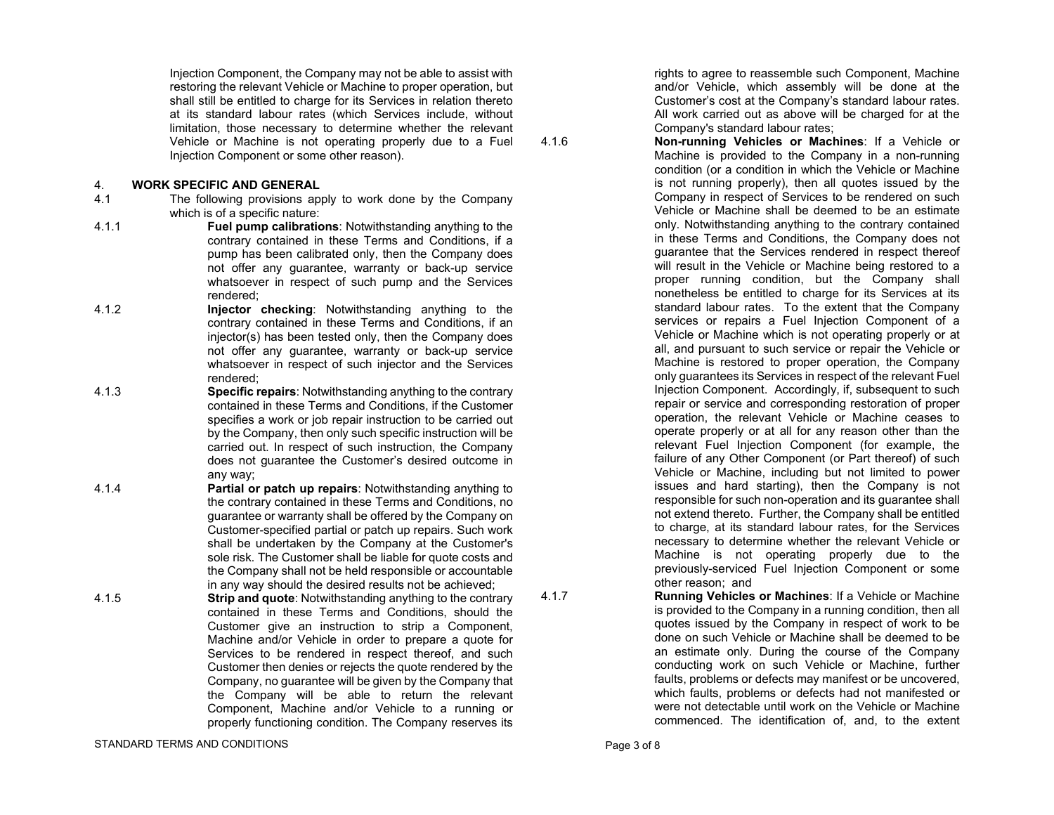Injection Component, the Company may not be able to assist with restoring the relevant Vehicle or Machine to proper operation, but shall still be entitled to charge for its Services in relation thereto at its standard labour rates (which Services include, without limitation, those necessary to determine whether the relevant Vehicle or Machine is not operating properly due to a Fuel Injection Component or some other reason).

## 4. WORK SPECIFIC AND GENERAL

4.1 The following provisions apply to work done by the Company which is of a specific nature:

4.1.1 **Fuel pump calibrations**: Notwithstanding anything to the contrary contained in these Terms and Conditions, if a pump has been calibrated only, then the Company does not offer any guarantee, warranty or back-up service whatsoever in respect of such pump and the Services rendered;

4.1.2 **Injector checking**: Notwithstanding anything to the contrary contained in these Terms and Conditions, if an injector(s) has been tested only, then the Company does not offer any guarantee, warranty or back-up service whatsoever in respect of such injector and the Services rendered;

4.1.3 **Specific repairs**: Notwithstanding anything to the contrary contained in these Terms and Conditions, if the Customer specifies a work or job repair instruction to be carried out by the Company, then only such specific instruction will be carried out. In respect of such instruction, the Company does not guarantee the Customer's desired outcome in any way;

4.1.4 **Partial or patch up repairs**: Notwithstanding anything to the contrary contained in these Terms and Conditions, no guarantee or warranty shall be offered by the Company on Customer-specified partial or patch up repairs. Such work shall be undertaken by the Company at the Customer's sole risk. The Customer shall be liable for quote costs and the Company shall not be held responsible or accountable in any way should the desired results not be achieved;

4.1.5 **Strip and quote**: Notwithstanding anything to the contrary contained in these Terms and Conditions, should the Customer give an instruction to strip a Component, Machine and/or Vehicle in order to prepare a quote for Services to be rendered in respect thereof, and such Customer then denies or rejects the quote rendered by the Company, no guarantee will be given by the Company that the Company will be able to return the relevant Component, Machine and/or Vehicle to a running or properly functioning condition. The Company reserves its rights to agree to reassemble such Component, Machine and/or Vehicle, which assembly will be done at the Customer's cost at the Company's standard labour rates. All work carried out as above will be charged for at the Company's standard labour rates;

4.1.6 **Non-running Vehicles or Machines**: If a Vehicle or Machine is provided to the Company in a non-running condition (or a condition in which the Vehicle or Machine is not running properly), then all quotes issued by the Company in respect of Services to be rendered on such Vehicle or Machine shall be deemed to be an estimate only. Notwithstanding anything to the contrary contained in these Terms and Conditions, the Company does not guarantee that the Services rendered in respect thereof will result in the Vehicle or Machine being restored to a proper running condition, but the Company shall nonetheless be entitled to charge for its Services at its standard labour rates. To the extent that the Company services or repairs a Fuel Injection Component of a Vehicle or Machine which is not operating properly or at all, and pursuant to such service or repair the Vehicle or Machine is restored to proper operation, the Company only guarantees its Services in respect of the relevant Fuel Injection Component. Accordingly, if, subsequent to such repair or service and corresponding restoration of proper operation, the relevant Vehicle or Machine ceases to operate properly or at all for any reason other than the relevant Fuel Injection Component (for example, the failure of any Other Component (or Part thereof) of such Vehicle or Machine, including but not limited to power issues and hard starting), then the Company is not responsible for such non-operation and its guarantee shall not extend thereto. Further, the Company shall be entitled to charge, at its standard labour rates, for the Services necessary to determine whether the relevant Vehicle or Machine is not operating properly due to the previously-serviced Fuel Injection Component or some other reason; and

4.1.7 **Running Vehicles or Machines**: If a Vehicle or Machine is provided to the Company in a running condition, then all quotes issued by the Company in respect of work to be done on such Vehicle or Machine shall be deemed to be an estimate only. During the course of the Company conducting work on such Vehicle or Machine, further faults, problems or defects may manifest or be uncovered, which faults, problems or defects had not manifested or were not detectable until work on the Vehicle or Machine commenced. The identification of, and, to the extent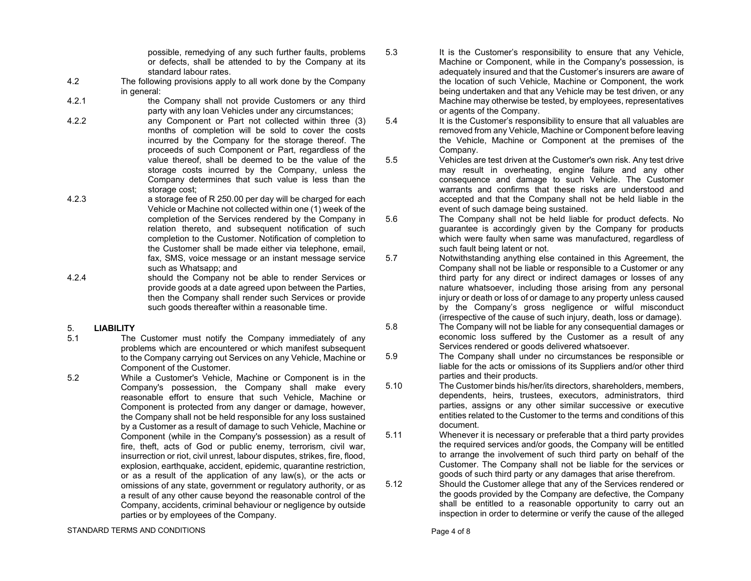possible, remedying of any such further faults, problems or defects, shall be attended to by the Company at its standard labour rates.

4.2 The following provisions apply to all work done by the Company in general:

4.2.1 the Company shall not provide Customers or any third party with any loan Vehicles under any circumstances;

4.2.2 any Component or Part not collected within three (3) months of completion will be sold to cover the costs incurred by the Company for the storage thereof. The proceeds of such Component or Part, regardless of the value thereof, shall be deemed to be the value of the storage costs incurred by the Company, unless the Company determines that such value is less than the storage cost;

4.2.3 a storage fee of R 250.00 per day will be charged for each Vehicle or Machine not collected within one (1) week of the completion of the Services rendered by the Company in relation thereto, and subsequent notification of such completion to the Customer. Notification of completion to the Customer shall be made either via telephone, email, fax, SMS, voice message or an instant message service such as Whatsapp; and

4.2.4 should the Company not be able to render Services or provide goods at a date agreed upon between the Parties, then the Company shall render such Services or provide such goods thereafter within a reasonable time.

## 5. LIABILITY

5.1 The Customer must notify the Company immediately of any problems which are encountered or which manifest subsequent to the Company carrying out Services on any Vehicle, Machine or Component of the Customer.

5.2 While a Customer's Vehicle, Machine or Component is in the Company's possession, the Company shall make every reasonable effort to ensure that such Vehicle, Machine or Component is protected from any danger or damage, however, the Company shall not be held responsible for any loss sustained by a Customer as a result of damage to such Vehicle, Machine or Component (while in the Company's possession) as a result of fire, theft, acts of God or public enemy, terrorism, civil war, insurrection or riot, civil unrest, labour disputes, strikes, fire, flood, explosion, earthquake, accident, epidemic, quarantine restriction, or as a result of the application of any law(s), or the acts or omissions of any state, government or regulatory authority, or as a result of any other cause beyond the reasonable control of the Company, accidents, criminal behaviour or negligence by outside parties or by employees of the Company.

5.3 It is the Customer's responsibility to ensure that any Vehicle, Machine or Component, while in the Company's possession, is adequately insured and that the Customer's insurers are aware of the location of such Vehicle, Machine or Component, the work being undertaken and that any Vehicle may be test driven, or any Machine may otherwise be tested, by employees, representatives or agents of the Company.

5.4 It is the Customer's responsibility to ensure that all valuables are removed from any Vehicle, Machine or Component before leaving the Vehicle, Machine or Component at the premises of the Company.

5.5 Vehicles are test driven at the Customer's own risk. Any test drive may result in overheating, engine failure and any other consequence and damage to such Vehicle. The Customer warrants and confirms that these risks are understood and accepted and that the Company shall not be held liable in the event of such damage being sustained.

5.6 The Company shall not be held liable for product defects. No guarantee is accordingly given by the Company for products which were faulty when same was manufactured, regardless of such fault being latent or not.

5.7 Notwithstanding anything else contained in this Agreement, the Company shall not be liable or responsible to a Customer or any third party for any direct or indirect damages or losses of any nature whatsoever, including those arising from any personal injury or death or loss of or damage to any property unless caused by the Company's gross negligence or wilful misconduct (irrespective of the cause of such injury, death, loss or damage).

5.8 The Company will not be liable for any consequential damages or economic loss suffered by the Customer as a result of any Services rendered or goods delivered whatsoever.

5.9 The Company shall under no circumstances be responsible or liable for the acts or omissions of its Suppliers and/or other third parties and their products.

5.10 The Customer binds his/her/its directors, shareholders, members, dependents, heirs, trustees, executors, administrators, third parties, assigns or any other similar successive or executive entities related to the Customer to the terms and conditions of this document.

5.11 Whenever it is necessary or preferable that a third party provides the required services and/or goods, the Company will be entitled to arrange the involvement of such third party on behalf of the Customer. The Company shall not be liable for the services or goods of such third party or any damages that arise therefrom.

5.12 Should the Customer allege that any of the Services rendered or the goods provided by the Company are defective, the Company shall be entitled to a reasonable opportunity to carry out an inspection in order to determine or verify the cause of the alleged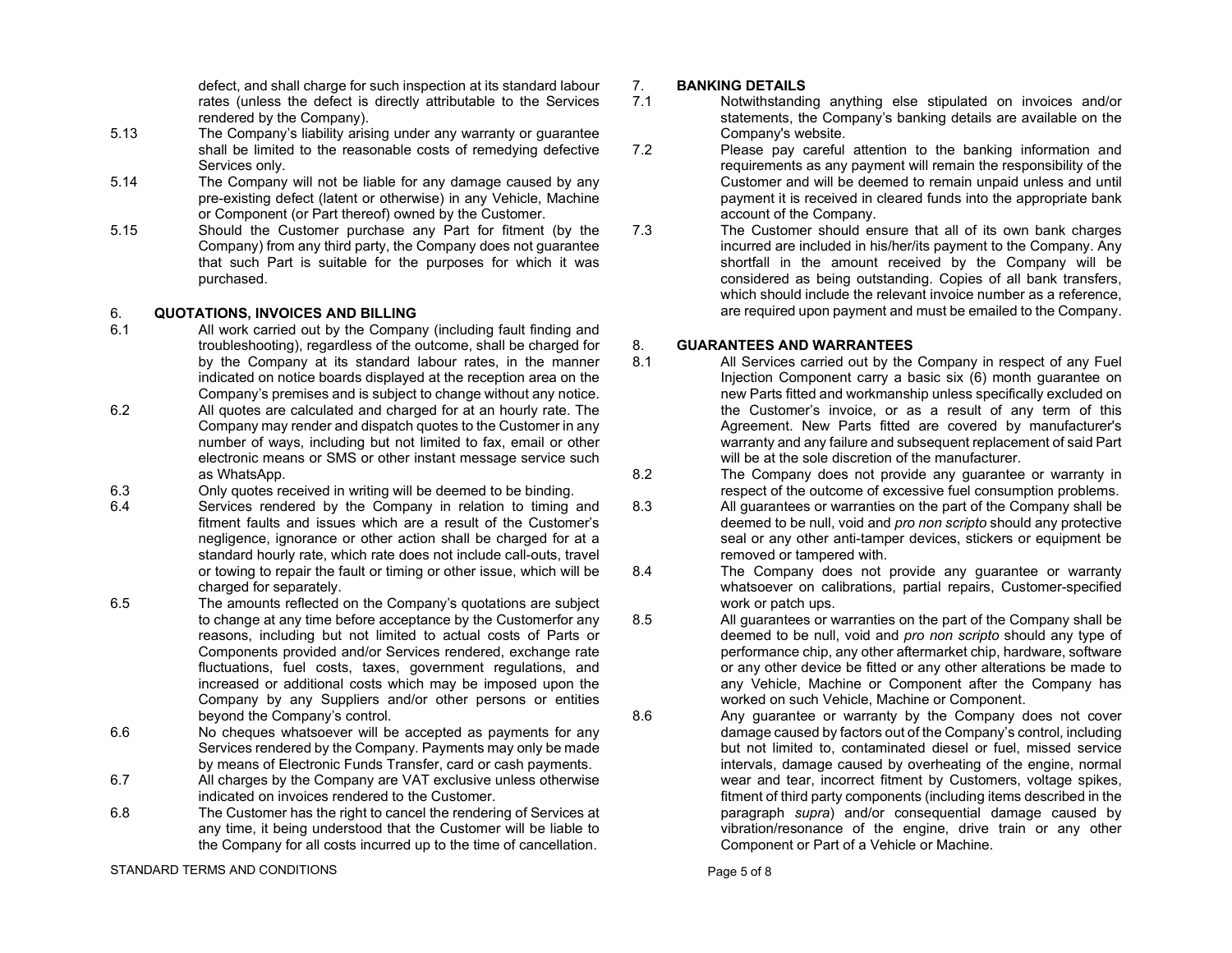defect, and shall charge for such inspection at its standard labour rates (unless the defect is directly attributable to the Services rendered by the Company).

5.13 The Company's liability arising under any warranty or guarantee shall be limited to the reasonable costs of remedying defective Services only.

5.14 The Company will not be liable for any damage caused by any pre-existing defect (latent or otherwise) in any Vehicle, Machine or Component (or Part thereof) owned by the Customer.

5.15 Should the Customer purchase any Part for fitment (by the Company) from any third party, the Company does not guarantee that such Part is suitable for the purposes for which it was purchased.

## 6. QUOTATIONS, INVOICES AND BILLING

6.1 All work carried out by the Company (including fault finding and troubleshooting), regardless of the outcome, shall be charged for by the Company at its standard labour rates, in the manner indicated on notice boards displayed at the reception area on the Company's premises and is subject to change without any notice.

6.2 All quotes are calculated and charged for at an hourly rate. The Company may render and dispatch quotes to the Customer in any number of ways, including but not limited to fax, email or other electronic means or SMS or other instant message service such as WhatsApp.

6.3 Only quotes received in writing will be deemed to be binding.

6.4 Services rendered by the Company in relation to timing and fitment faults and issues which are a result of the Customer's negligence, ignorance or other action shall be charged for at a standard hourly rate, which rate does not include call-outs, travel or towing to repair the fault or timing or other issue, which will be charged for separately.

6.5 The amounts reflected on the Company's quotations are subject to change at any time before acceptance by the Customerfor any reasons, including but not limited to actual costs of Parts or Components provided and/or Services rendered, exchange rate fluctuations, fuel costs, taxes, government regulations, and increased or additional costs which may be imposed upon the Company by any Suppliers and/or other persons or entities beyond the Company's control.

6.6 No cheques whatsoever will be accepted as payments for any Services rendered by the Company. Payments may only be made by means of Electronic Funds Transfer, card or cash payments.

6.7 All charges by the Company are VAT exclusive unless otherwise indicated on invoices rendered to the Customer.

6.8 The Customer has the right to cancel the rendering of Services at any time, it being understood that the Customer will be liable to the Company for all costs incurred up to the time of cancellation.

## 7. BANKING DETAILS

7.1 Notwithstanding anything else stipulated on invoices and/or statements, the Company's banking details are available on the Company's website.

7.2 Please pay careful attention to the banking information and requirements as any payment will remain the responsibility of the Customer and will be deemed to remain unpaid unless and until payment it is received in cleared funds into the appropriate bank account of the Company.

7.3 The Customer should ensure that all of its own bank charges incurred are included in his/her/its payment to the Company. Any shortfall in the amount received by the Company will be considered as being outstanding. Copies of all bank transfers, which should include the relevant invoice number as a reference, are required upon payment and must be emailed to the Company.

## 8. GUARANTEES AND WARRANTEES

8.1 All Services carried out by the Company in respect of any Fuel Injection Component carry a basic six (6) month guarantee on new Parts fitted and workmanship unless specifically excluded on the Customer's invoice, or as a result of any term of this Agreement. New Parts fitted are covered by manufacturer's warranty and any failure and subsequent replacement of said Part will be at the sole discretion of the manufacturer.

8.2 The Company does not provide any guarantee or warranty in respect of the outcome of excessive fuel consumption problems.

8.3 All guarantees or warranties on the part of the Company shall be deemed to be null, void and *pro non scripto* should any protective seal or any other anti-tamper devices, stickers or equipment be removed or tampered with.

8.4 The Company does not provide any guarantee or warranty whatsoever on calibrations, partial repairs, Customer-specified work or patch ups.

8.5 All guarantees or warranties on the part of the Company shall be deemed to be null, void and *pro non scripto* should any type of performance chip, any other aftermarket chip, hardware, software or any other device be fitted or any other alterations be made to any Vehicle, Machine or Component after the Company has worked on such Vehicle, Machine or Component.

8.6 Any guarantee or warranty by the Company does not cover damage caused by factors out of the Company's control, including but not limited to, contaminated diesel or fuel, missed service intervals, damage caused by overheating of the engine, normal wear and tear, incorrect fitment by Customers, voltage spikes, fitment of third party components (including items described in the paragraph *supra*) and/or consequential damage caused by vibration/resonance of the engine, drive train or any other Component or Part of a Vehicle or Machine.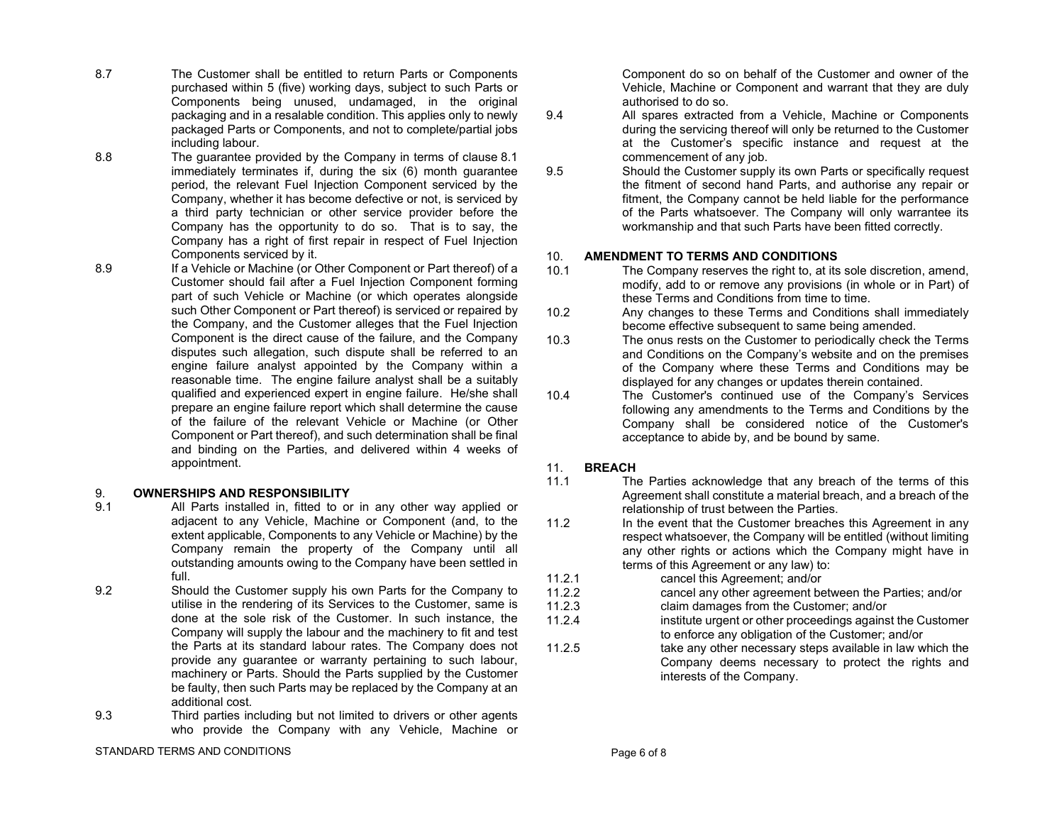8.7 The Customer shall be entitled to return Parts or Components purchased within 5 (five) working days, subject to such Parts or Components being unused, undamaged, in the original packaging and in a resalable condition. This applies only to newly packaged Parts or Components, and not to complete/partial jobs including labour.

8.8 The guarantee provided by the Company in terms of clause 8.1 immediately terminates if, during the six (6) month guarantee period, the relevant Fuel Injection Component serviced by the Company, whether it has become defective or not, is serviced by a third party technician or other service provider before the Company has the opportunity to do so. That is to say, the Company has a right of first repair in respect of Fuel Injection Components serviced by it.

8.9 If a Vehicle or Machine (or Other Component or Part thereof) of a Customer should fail after a Fuel Injection Component forming part of such Vehicle or Machine (or which operates alongside such Other Component or Part thereof) is serviced or repaired by the Company, and the Customer alleges that the Fuel Injection Component is the direct cause of the failure, and the Company disputes such allegation, such dispute shall be referred to an engine failure analyst appointed by the Company within a reasonable time. The engine failure analyst shall be a suitably qualified and experienced expert in engine failure. He/she shall prepare an engine failure report which shall determine the cause of the failure of the relevant Vehicle or Machine (or Other Component or Part thereof), and such determination shall be final and binding on the Parties, and delivered within 4 weeks of appointment.

## 9. OWNERSHIPS AND RESPONSIBILITY

9.1 All Parts installed in, fitted to or in any other way applied or adjacent to any Vehicle, Machine or Component (and, to the extent applicable, Components to any Vehicle or Machine) by the Company remain the property of the Company until all outstanding amounts owing to the Company have been settled in full.

9.2 Should the Customer supply his own Parts for the Company to utilise in the rendering of its Services to the Customer, same is done at the sole risk of the Customer. In such instance, the Company will supply the labour and the machinery to fit and test the Parts at its standard labour rates. The Company does not provide any guarantee or warranty pertaining to such labour, machinery or Parts. Should the Parts supplied by the Customer be faulty, then such Parts may be replaced by the Company at an additional cost.

9.3 Third parties including but not limited to drivers or other agents who provide the Company with any Vehicle, Machine or Component do so on behalf of the Customer and owner of the Vehicle, Machine or Component and warrant that they are duly authorised to do so.

9.4 All spares extracted from a Vehicle, Machine or Components during the servicing thereof will only be returned to the Customer at the Customer's specific instance and request at the commencement of any job.

9.5 Should the Customer supply its own Parts or specifically request the fitment of second hand Parts, and authorise any repair or fitment, the Company cannot be held liable for the performance of the Parts whatsoever. The Company will only warrantee its workmanship and that such Parts have been fitted correctly.

## 10. AMENDMENT TO TERMS AND CONDITIONS

10.1 The Company reserves the right to, at its sole discretion, amend, modify, add to or remove any provisions (in whole or in Part) of these Terms and Conditions from time to time.

10.2 Any changes to these Terms and Conditions shall immediately become effective subsequent to same being amended.

10.3 The onus rests on the Customer to periodically check the Terms and Conditions on the Company's website and on the premises of the Company where these Terms and Conditions may be displayed for any changes or updates therein contained.

10.4 The Customer's continued use of the Company's Services following any amendments to the Terms and Conditions by the Company shall be considered notice of the Customer's acceptance to abide by, and be bound by same.

## 11. BREACH

11.1 The Parties acknowledge that any breach of the terms of this Agreement shall constitute a material breach, and a breach of the relationship of trust between the Parties.

11.2 In the event that the Customer breaches this Agreement in any respect whatsoever, the Company will be entitled (without limiting any other rights or actions which the Company might have in terms of this Agreement or any law) to:

11.2.1 cancel this Agreement; and/or

11.2.2 cancel any other agreement between the Parties; and/or

11.2.3 claim damages from the Customer; and/or

11.2.4 institute urgent or other proceedings against the Customer to enforce any obligation of the Customer; and/or

11.2.5 take any other necessary steps available in law which the Company deems necessary to protect the rights and interests of the Company.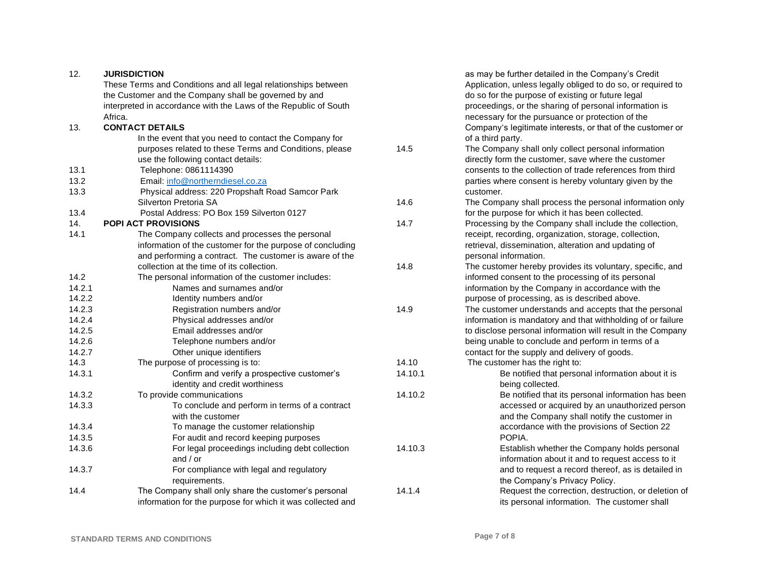12. **JURISDICTION**

These Terms and Conditions and all legal relationships between the Customer and the Company shall be governed by and interpreted in accordance with the Laws of the Republic of South Africa.

13. **CONTACT DETAILS**

In the event that you need to contact the Company for purposes related to these Terms and Conditions, please use the following contact details:

13.1 Telephone: 0861114390

13.2 Email: [info@northerndiesel.co.za](mailto:info@northerndiesel.co.za)

13.3 Physical address: 220 Propshaft Road Samcor Park Silverton Pretoria SA

13.4 Postal Address: PO Box 159 Silverton 0127

14. **POPI ACT PROVISIONS**

14.1 The Company collects and processes the personal information of the customer for the purpose of concluding and performing a contract. The customer is aware of the collection at the time of its collection.

14.2 The personal information of the customer includes:

14.2.1 Names and surnames and/or

14.2.2 Identity numbers and/or

14.2.3 Registration numbers and/or

14.2.4 Physical addresses and/or

14.2.5 Email addresses and/or

14.2.6 Telephone numbers and/or

14.2.7 Other unique identifiers

14.3 The purpose of processing is to:

14.3.1 Confirm and verify a prospective customer's identity and credit worthiness

14.3.2 To provide communications

14.3.3 To conclude and perform in terms of a contract with the customer

14.3.4 To manage the customer relationship

14.3.5 For audit and record keeping purposes

14.3.6 For legal proceedings including debt collection and / or

14.3.7 For compliance with legal and regulatory requirements.

14.4 The Company shall only share the customer's personal information for the purpose for which it was collected and as may be further detailed in the Company's Credit Application, unless legally obliged to do so, or required to do so for the purpose of existing or future legal proceedings, or the sharing of personal information is necessary for the pursuance or protection of the Company's legitimate interests, or that of the customer or of a third party.

14.5 The Company shall only collect personal information directly form the customer, save where the customer consents to the collection of trade references from third parties where consent is hereby voluntary given by the customer.

14.6 The Company shall process the personal information only for the purpose for which it has been collected.

14.7 Processing by the Company shall include the collection, receipt, recording, organization, storage, collection, retrieval, dissemination, alteration and updating of personal information.

14.8 The customer hereby provides its voluntary, specific, and informed consent to the processing of its personal information by the Company in accordance with the purpose of processing, as is described above.

14.9 The customer understands and accepts that the personal information is mandatory and that withholding of or failure to disclose personal information will result in the Company being unable to conclude and perform in terms of a contact for the supply and delivery of goods.

14.10 The customer has the right to:

14.10.1 Be notified that personal information about it is being collected.

14.10.2 Be notified that its personal information has been accessed or acquired by an unauthorized person and the Company shall notify the customer in accordance with the provisions of Section 22 POPIA.

14.10.3 Establish whether the Company holds personal information about it and to request access to it and to request a record thereof, as is detailed in the Company's Privacy Policy.

14.1.4 Request the correction, destruction, or deletion of its personal information. The customer shall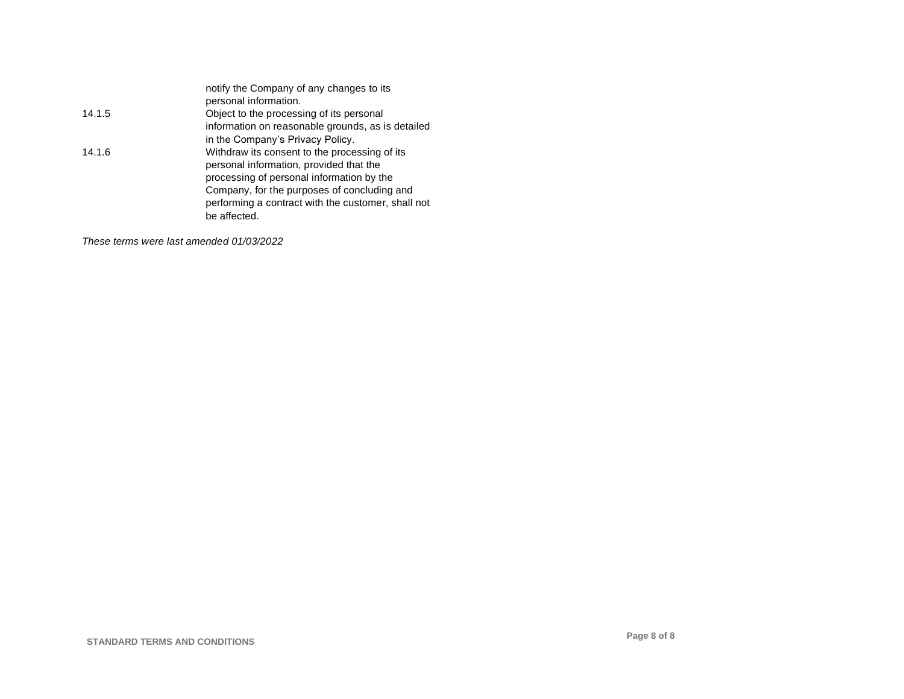notify the Company of any changes to its personal information.

14.1.5 Object to the processing of its personal information on reasonable grounds, as is detailed in the Company's Privacy Policy.

14.1.6 Withdraw its consent to the processing of its personal information, provided that the processing of personal information by the Company, for the purposes of concluding and performing a contract with the customer, shall not be affected.

*These terms were last amended 01/03/2022*